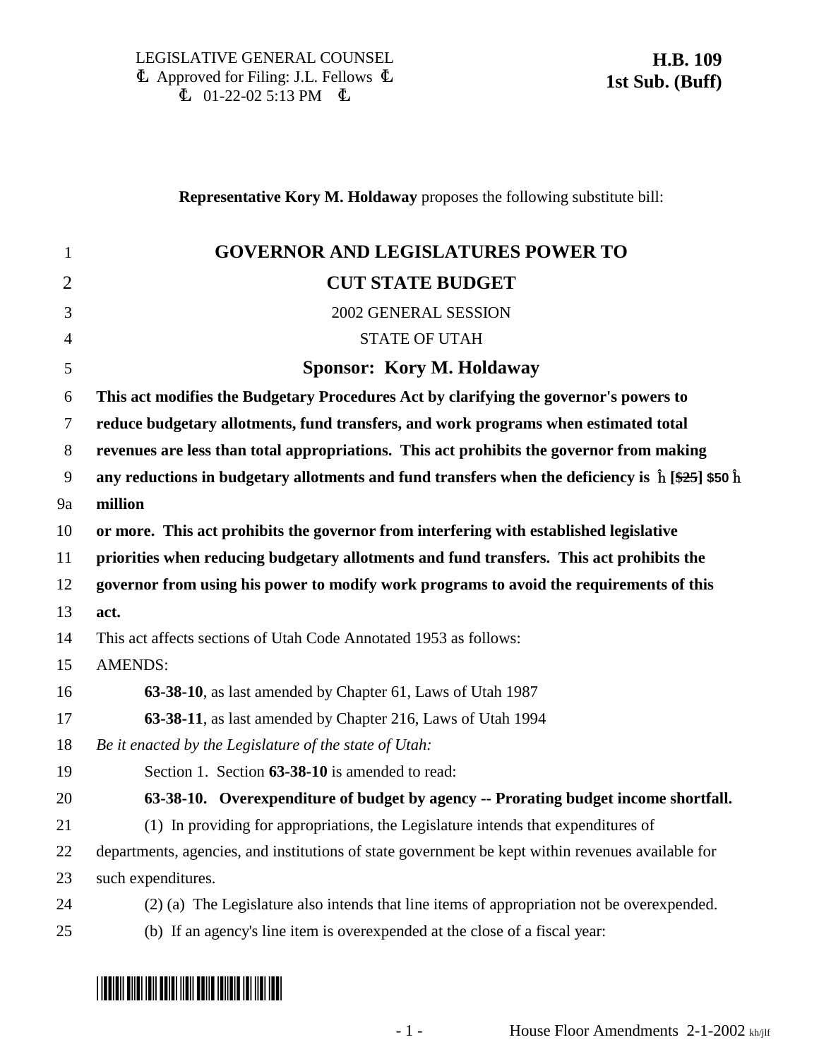LEGISLATIVE GENERAL COUNSEL
Approved for Filing: J.L. Fellows
01-22-02 5:13 PM

**H.B. 109**
**1st Sub. (Buff)**

**Representative Kory M. Holdaway** proposes the following substitute bill:

# GOVERNOR AND LEGISLATURES POWER TO CUT STATE BUDGET

2002 GENERAL SESSION

STATE OF UTAH

## Sponsor: Kory M. Holdaway

**This act modifies the Budgetary Procedures Act by clarifying the governor's powers to reduce budgetary allotments, fund transfers, and work programs when estimated total revenues are less than total appropriations. This act prohibits the governor from making any reductions in budgetary allotments and fund transfers when the deficiency is ĥ [$25] $50 ĥ million or more. This act prohibits the governor from interfering with established legislative priorities when reducing budgetary allotments and fund transfers. This act prohibits the governor from using his power to modify work programs to avoid the requirements of this act.**

This act affects sections of Utah Code Annotated 1953 as follows:

AMENDS:

**63-38-10**, as last amended by Chapter 61, Laws of Utah 1987

**63-38-11**, as last amended by Chapter 216, Laws of Utah 1994

*Be it enacted by the Legislature of the state of Utah:*

Section 1. Section **63-38-10** is amended to read:

**63-38-10. Overexpenditure of budget by agency -- Prorating budget income shortfall.**

(1) In providing for appropriations, the Legislature intends that expenditures of departments, agencies, and institutions of state government be kept within revenues available for such expenditures.

(2) (a) The Legislature also intends that line items of appropriation not be overexpended.

(b) If an agency's line item is overexpended at the close of a fiscal year:

House Floor Amendments 2-1-2002 kh/jlf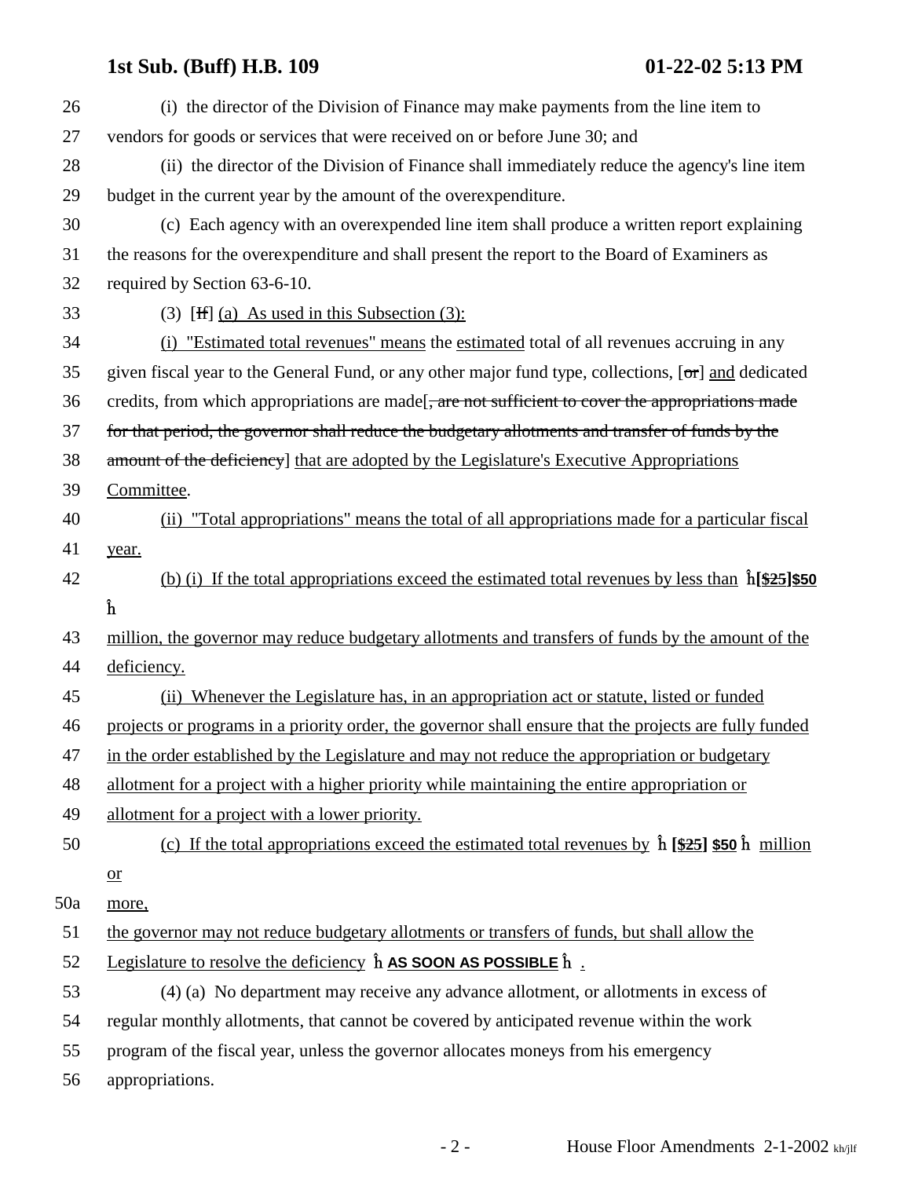26 (i) the director of the Division of Finance may make payments from the line item to
27 vendors for goods or services that were received on or before June 30; and
28 (ii) the director of the Division of Finance shall immediately reduce the agency's line item
29 budget in the current year by the amount of the overexpenditure.
30 (c) Each agency with an overexpended line item shall produce a written report explaining
31 the reasons for the overexpenditure and shall present the report to the Board of Examiners as
32 required by Section 63-6-10.
33 (3) [~~If~~] (a) As used in this Subsection (3):
34 (i) "Estimated total revenues" means the estimated total of all revenues accruing in any
35 given fiscal year to the General Fund, or any other major fund type, collections, [~~or~~] and dedicated
36 credits, from which appropriations are made[~~, are not sufficient to cover the appropriations made~~
37 ~~for that period, the governor shall reduce the budgetary allotments and transfer of funds by the~~
38 ~~amount of the deficiency~~] that are adopted by the Legislature's Executive Appropriations
39 Committee.
40 (ii) "Total appropriations" means the total of all appropriations made for a particular fiscal
41 year.
42 (b) (i) If the total appropriations exceed the estimated total revenues by less than ĥ **[~~$25~~] $50** ĥ
43 million, the governor may reduce budgetary allotments and transfers of funds by the amount of the
44 deficiency.
45 (ii) Whenever the Legislature has, in an appropriation act or statute, listed or funded
46 projects or programs in a priority order, the governor shall ensure that the projects are fully funded
47 in the order established by the Legislature and may not reduce the appropriation or budgetary
48 allotment for a project with a higher priority while maintaining the entire appropriation or
49 allotment for a project with a lower priority.
50 (c) If the total appropriations exceed the estimated total revenues by ĥ **[~~$25~~] $50** ĥ million or
50a more,
51 the governor may not reduce budgetary allotments or transfers of funds, but shall allow the
52 Legislature to resolve the deficiency ĥ **AS SOON AS POSSIBLE** ĥ .
53 (4) (a) No department may receive any advance allotment, or allotments in excess of
54 regular monthly allotments, that cannot be covered by anticipated revenue within the work
55 program of the fiscal year, unless the governor allocates moneys from his emergency
56 appropriations.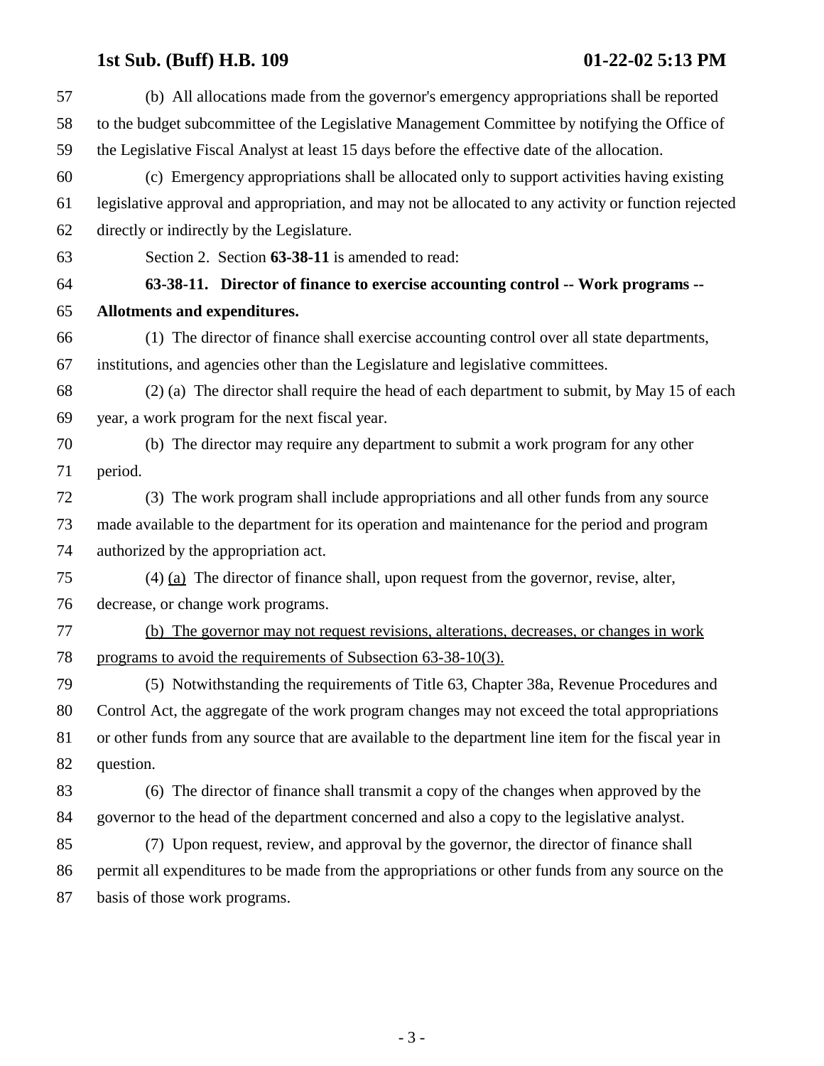57 (b) All allocations made from the governor's emergency appropriations shall be reported
58 to the budget subcommittee of the Legislative Management Committee by notifying the Office of
59 the Legislative Fiscal Analyst at least 15 days before the effective date of the allocation.

60 (c) Emergency appropriations shall be allocated only to support activities having existing
61 legislative approval and appropriation, and may not be allocated to any activity or function rejected
62 directly or indirectly by the Legislature.

63 Section 2. Section **63-38-11** is amended to read:

64 **63-38-11. Director of finance to exercise accounting control -- Work programs --**
65 **Allotments and expenditures.**

66 (1) The director of finance shall exercise accounting control over all state departments,
67 institutions, and agencies other than the Legislature and legislative committees.

68 (2) (a) The director shall require the head of each department to submit, by May 15 of each
69 year, a work program for the next fiscal year.

70 (b) The director may require any department to submit a work program for any other
71 period.

72 (3) The work program shall include appropriations and all other funds from any source
73 made available to the department for its operation and maintenance for the period and program
74 authorized by the appropriation act.

75 (4) <u>(a)</u> The director of finance shall, upon request from the governor, revise, alter,
76 decrease, or change work programs.

77 <u>(b) The governor may not request revisions, alterations, decreases, or changes in work</u>
78 <u>programs to avoid the requirements of Subsection 63-38-10(3).</u>

79 (5) Notwithstanding the requirements of Title 63, Chapter 38a, Revenue Procedures and
80 Control Act, the aggregate of the work program changes may not exceed the total appropriations
81 or other funds from any source that are available to the department line item for the fiscal year in
82 question.

83 (6) The director of finance shall transmit a copy of the changes when approved by the
84 governor to the head of the department concerned and also a copy to the legislative analyst.

85 (7) Upon request, review, and approval by the governor, the director of finance shall
86 permit all expenditures to be made from the appropriations or other funds from any source on the
87 basis of those work programs.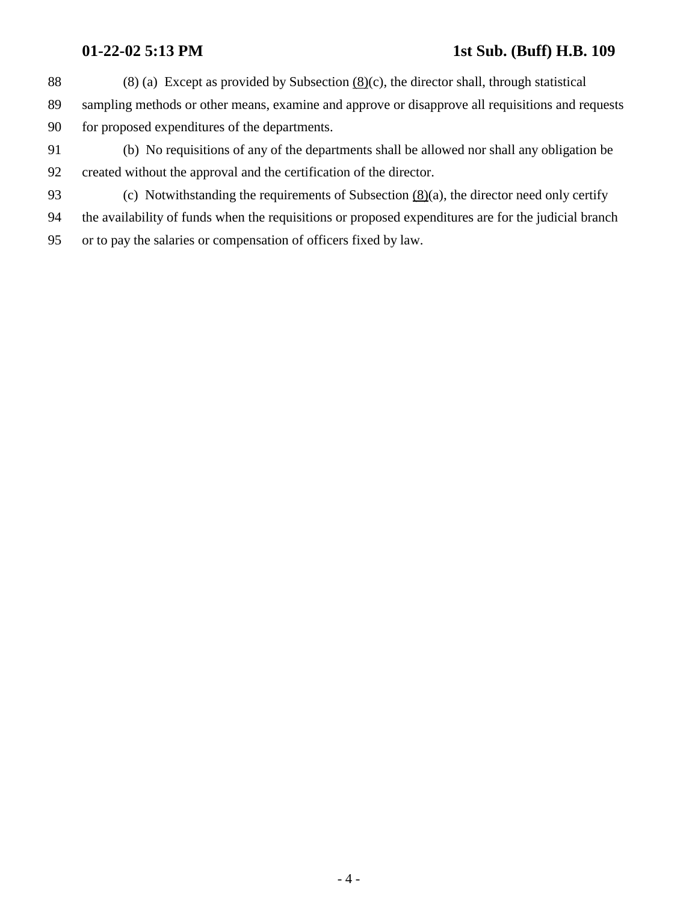(8) (a) Except as provided by Subsection (8)(c), the director shall, through statistical sampling methods or other means, examine and approve or disapprove all requisitions and requests for proposed expenditures of the departments.

(b) No requisitions of any of the departments shall be allowed nor shall any obligation be created without the approval and the certification of the director.

(c) Notwithstanding the requirements of Subsection (8)(a), the director need only certify the availability of funds when the requisitions or proposed expenditures are for the judicial branch or to pay the salaries or compensation of officers fixed by law.